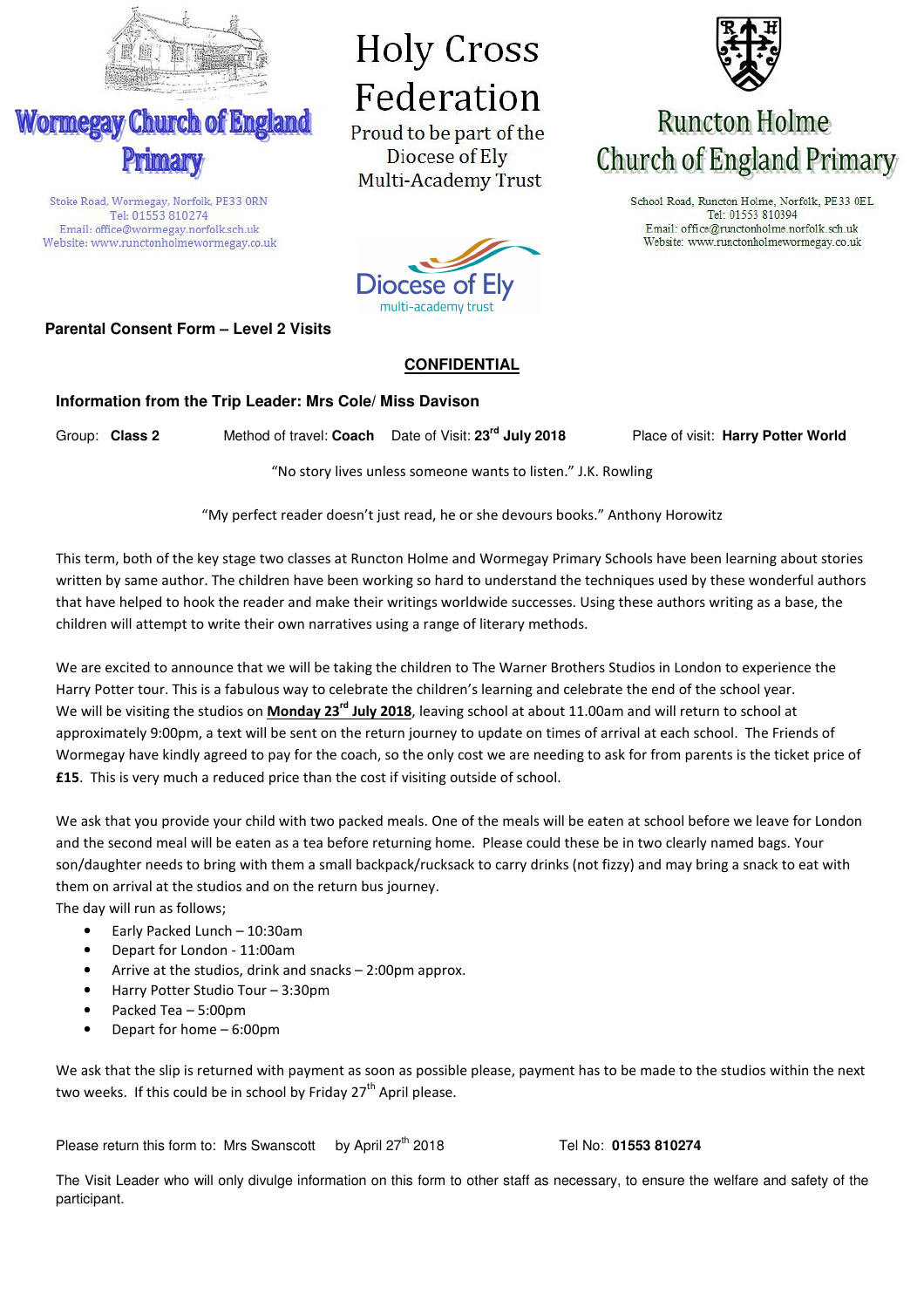**Wormegay Church of England Primary**

Stoke Road, Wormegay, Norfolk, PE33 0RN
Tel: 01553 810274
Email: office@wormegay.norfolk.sch.uk
Website: www.runctonholmewormegay.co.uk

# Holy Cross Federation

Proud to be part of the Diocese of Ely Multi-Academy Trust

Diocese of Ely multi-academy trust

**Runcton Holme Church of England Primary**

School Road, Runcton Holme, Norfolk, PE33 0EL
Tel: 01553 810394
Email: office@runctonholme.norfolk.sch.uk
Website: www.runctonholmewormegay.co.uk

## Parental Consent Form – Level 2 Visits

**CONFIDENTIAL**

### Information from the Trip Leader: Mrs Cole/ Miss Davison

Group: **Class 2** Method of travel: **Coach** Date of Visit: **23rd July 2018** Place of visit: **Harry Potter World**

"No story lives unless someone wants to listen." J.K. Rowling

"My perfect reader doesn't just read, he or she devours books." Anthony Horowitz

This term, both of the key stage two classes at Runcton Holme and Wormegay Primary Schools have been learning about stories written by same author. The children have been working so hard to understand the techniques used by these wonderful authors that have helped to hook the reader and make their writings worldwide successes. Using these authors writing as a base, the children will attempt to write their own narratives using a range of literary methods.

We are excited to announce that we will be taking the children to The Warner Brothers Studios in London to experience the Harry Potter tour. This is a fabulous way to celebrate the children's learning and celebrate the end of the school year. We will be visiting the studios on **Monday 23rd July 2018**, leaving school at about 11.00am and will return to school at approximately 9:00pm, a text will be sent on the return journey to update on times of arrival at each school. The Friends of Wormegay have kindly agreed to pay for the coach, so the only cost we are needing to ask for from parents is the ticket price of **£15**. This is very much a reduced price than the cost if visiting outside of school.

We ask that you provide your child with two packed meals. One of the meals will be eaten at school before we leave for London and the second meal will be eaten as a tea before returning home. Please could these be in two clearly named bags. Your son/daughter needs to bring with them a small backpack/rucksack to carry drinks (not fizzy) and may bring a snack to eat with them on arrival at the studios and on the return bus journey.
The day will run as follows;

- Early Packed Lunch – 10:30am
- Depart for London - 11:00am
- Arrive at the studios, drink and snacks – 2:00pm approx.
- Harry Potter Studio Tour – 3:30pm
- Packed Tea – 5:00pm
- Depart for home – 6:00pm

We ask that the slip is returned with payment as soon as possible please, payment has to be made to the studios within the next two weeks. If this could be in school by Friday 27th April please.

Please return this form to: Mrs Swanscott by April 27th 2018 Tel No: **01553 810274**

The Visit Leader who will only divulge information on this form to other staff as necessary, to ensure the welfare and safety of the participant.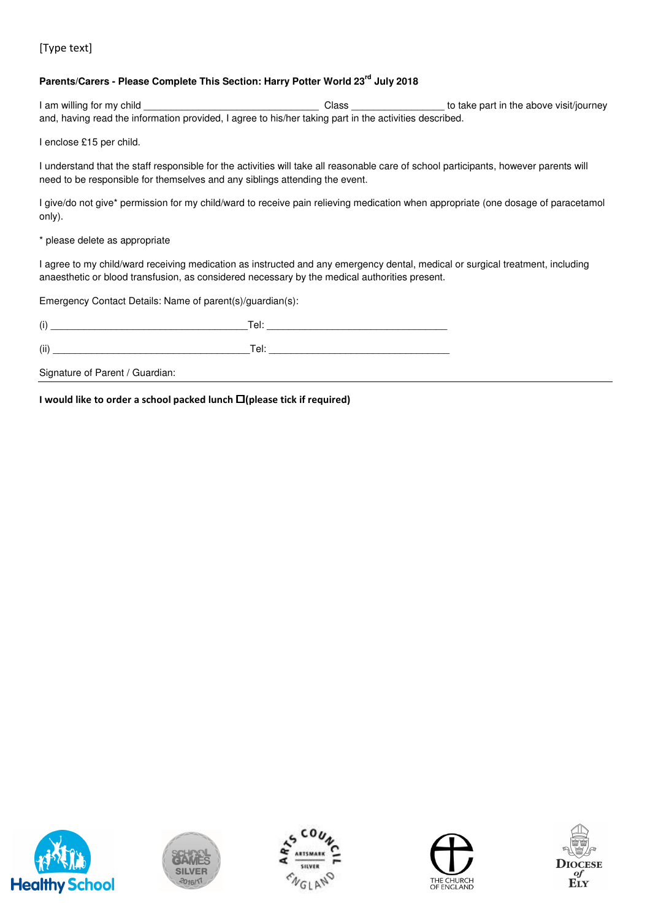[Type text]

**Parents/Carers - Please Complete This Section: Harry Potter World 23rd July 2018**

I am willing for my child _______________________________ Class ________________ to take part in the above visit/journey and, having read the information provided, I agree to his/her taking part in the activities described.

I enclose £15 per child.

I understand that the staff responsible for the activities will take all reasonable care of school participants, however parents will need to be responsible for themselves and any siblings attending the event.

I give/do not give* permission for my child/ward to receive pain relieving medication when appropriate (one dosage of paracetamol only).

* please delete as appropriate

I agree to my child/ward receiving medication as instructed and any emergency dental, medical or surgical treatment, including anaesthetic or blood transfusion, as considered necessary by the medical authorities present.

Emergency Contact Details: Name of parent(s)/guardian(s):

(i) ___________________________________Tel: ________________________________

(ii) ___________________________________Tel: ________________________________

Signature of Parent / Guardian:

**I would like to order a school packed lunch ☐(please tick if required)**